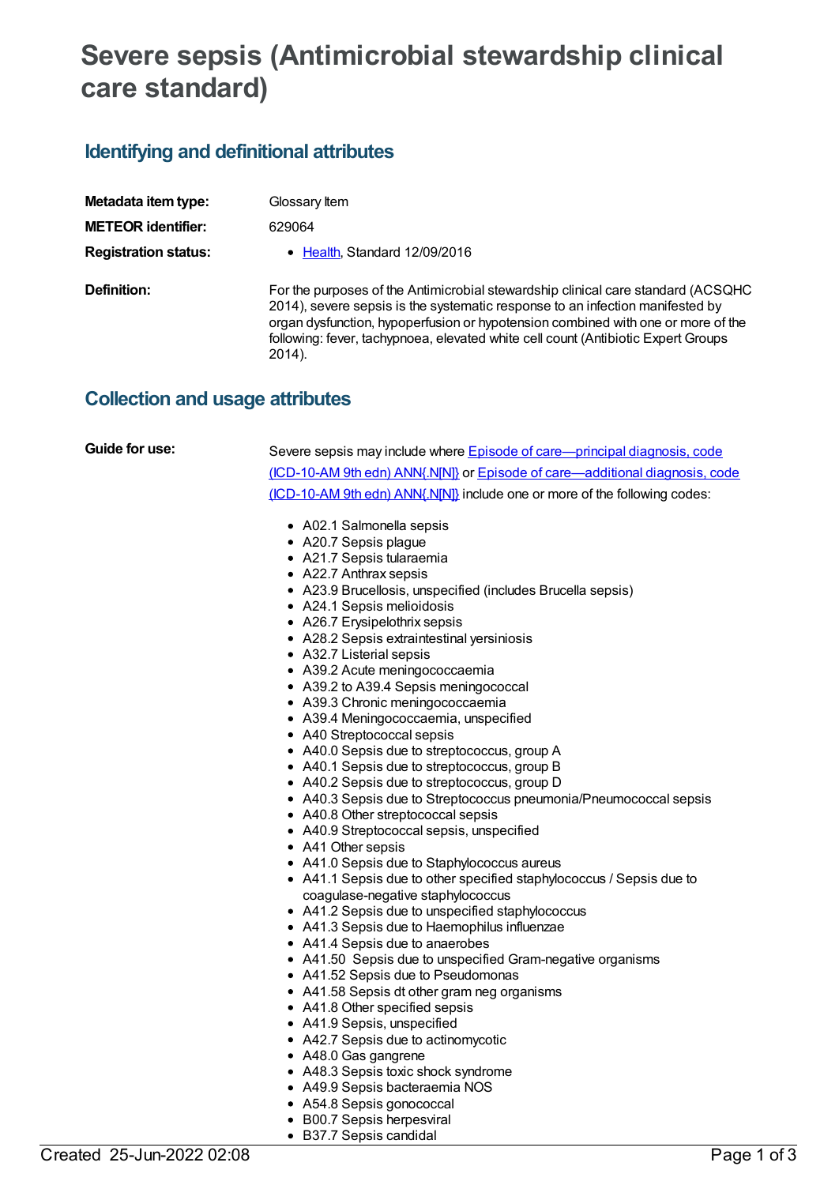# Severe sepsis (Antimicrobial stewardship clinical care standard)

## Identifying and definitional attributes

| | |
|---|---|
| **Metadata item type:** | Glossary Item |
| **METEOR identifier:** | 629064 |
| **Registration status:** | • Health, Standard 12/09/2016 |
| **Definition:** | For the purposes of the Antimicrobial stewardship clinical care standard (ACSQHC 2014), severe sepsis is the systematic response to an infection manifested by organ dysfunction, hypoperfusion or hypotension combined with one or more of the following: fever, tachypnoea, elevated white cell count (Antibiotic Expert Groups 2014). |

## Collection and usage attributes

**Guide for use:**

Severe sepsis may include where Episode of care—principal diagnosis, code (ICD-10-AM 9th edn) ANN{.N[N]} or Episode of care—additional diagnosis, code (ICD-10-AM 9th edn) ANN{.N[N]} include one or more of the following codes:

- A02.1 Salmonella sepsis
- A20.7 Sepsis plague
- A21.7 Sepsis tularaemia
- A22.7 Anthrax sepsis
- A23.9 Brucellosis, unspecified (includes Brucella sepsis)
- A24.1 Sepsis melioidosis
- A26.7 Erysipelothrix sepsis
- A28.2 Sepsis extraintestinal yersiniosis
- A32.7 Listerial sepsis
- A39.2 Acute meningococcaemia
- A39.2 to A39.4 Sepsis meningococcal
- A39.3 Chronic meningococcaemia
- A39.4 Meningococcaemia, unspecified
- A40 Streptococcal sepsis
- A40.0 Sepsis due to streptococcus, group A
- A40.1 Sepsis due to streptococcus, group B
- A40.2 Sepsis due to streptococcus, group D
- A40.3 Sepsis due to Streptococcus pneumonia/Pneumococcal sepsis
- A40.8 Other streptococcal sepsis
- A40.9 Streptococcal sepsis, unspecified
- A41 Other sepsis
- A41.0 Sepsis due to Staphylococcus aureus
- A41.1 Sepsis due to other specified staphylococcus / Sepsis due to coagulase-negative staphylococcus
- A41.2 Sepsis due to unspecified staphylococcus
- A41.3 Sepsis due to Haemophilus influenzae
- A41.4 Sepsis due to anaerobes
- A41.50 Sepsis due to unspecified Gram-negative organisms
- A41.52 Sepsis due to Pseudomonas
- A41.58 Sepsis dt other gram neg organisms
- A41.8 Other specified sepsis
- A41.9 Sepsis, unspecified
- A42.7 Sepsis due to actinomycotic
- A48.0 Gas gangrene
- A48.3 Sepsis toxic shock syndrome
- A49.9 Sepsis bacteraemia NOS
- A54.8 Sepsis gonococcal
- B00.7 Sepsis herpesviral
- B37.7 Sepsis candidal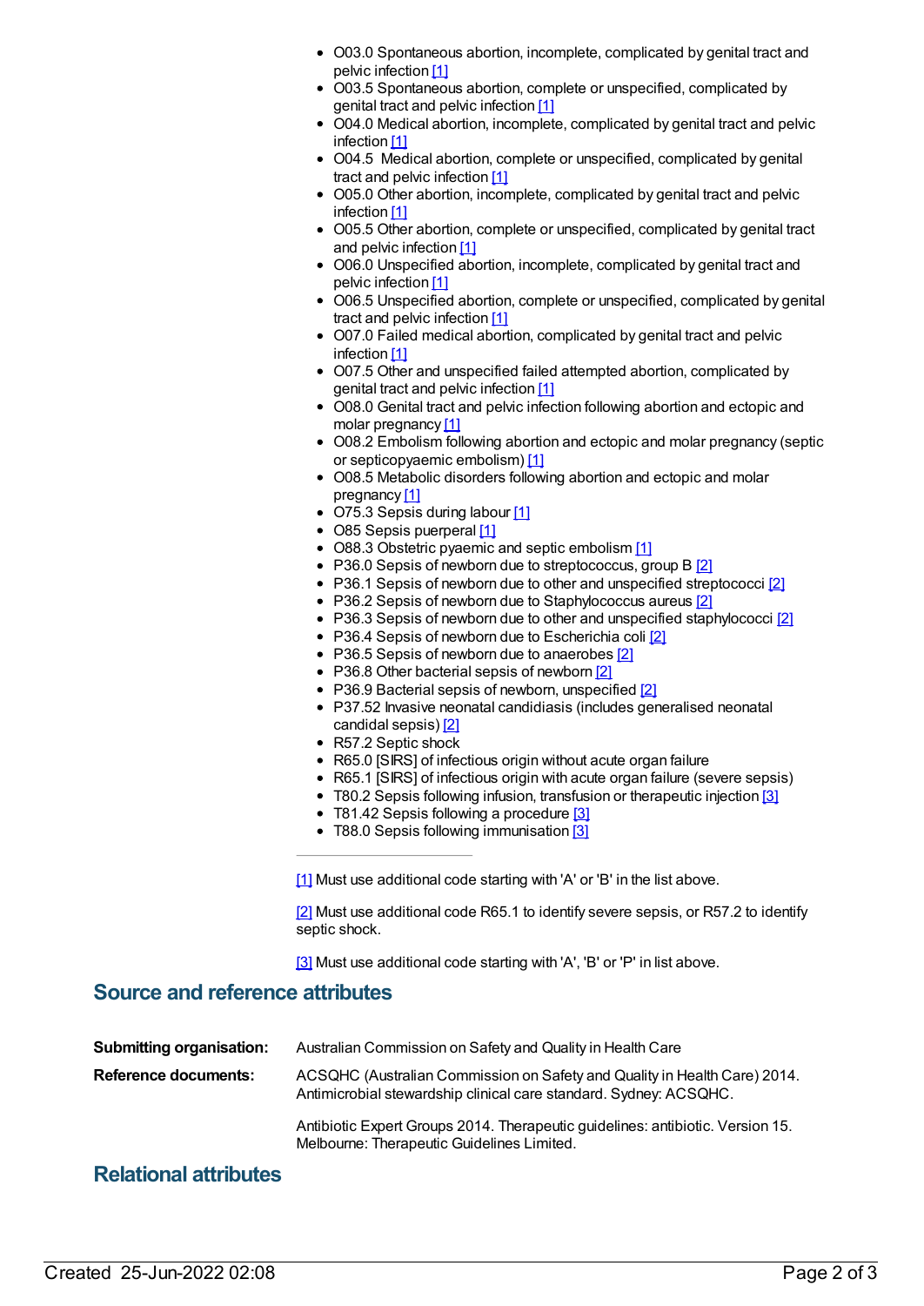- O03.0 Spontaneous abortion, incomplete, complicated by genital tract and pelvic infection [1]
- O03.5 Spontaneous abortion, complete or unspecified, complicated by genital tract and pelvic infection [1]
- O04.0 Medical abortion, incomplete, complicated by genital tract and pelvic infection [1]
- O04.5 Medical abortion, complete or unspecified, complicated by genital tract and pelvic infection [1]
- O05.0 Other abortion, incomplete, complicated by genital tract and pelvic infection [1]
- O05.5 Other abortion, complete or unspecified, complicated by genital tract and pelvic infection [1]
- O06.0 Unspecified abortion, incomplete, complicated by genital tract and pelvic infection [1]
- O06.5 Unspecified abortion, complete or unspecified, complicated by genital tract and pelvic infection [1]
- O07.0 Failed medical abortion, complicated by genital tract and pelvic infection [1]
- O07.5 Other and unspecified failed attempted abortion, complicated by genital tract and pelvic infection [1]
- O08.0 Genital tract and pelvic infection following abortion and ectopic and molar pregnancy [1]
- O08.2 Embolism following abortion and ectopic and molar pregnancy (septic or septicopyaemic embolism) [1]
- O08.5 Metabolic disorders following abortion and ectopic and molar pregnancy [1]
- O75.3 Sepsis during labour [1]
- O85 Sepsis puerperal [1]
- O88.3 Obstetric pyaemic and septic embolism [1]
- P36.0 Sepsis of newborn due to streptococcus, group B [2]
- P36.1 Sepsis of newborn due to other and unspecified streptococci [2]
- P36.2 Sepsis of newborn due to Staphylococcus aureus [2]
- P36.3 Sepsis of newborn due to other and unspecified staphylococci [2]
- P36.4 Sepsis of newborn due to Escherichia coli [2]
- P36.5 Sepsis of newborn due to anaerobes [2]
- P36.8 Other bacterial sepsis of newborn [2]
- P36.9 Bacterial sepsis of newborn, unspecified [2]
- P37.52 Invasive neonatal candidiasis (includes generalised neonatal candidal sepsis) [2]
- R57.2 Septic shock
- R65.0 [SIRS] of infectious origin without acute organ failure
- R65.1 [SIRS] of infectious origin with acute organ failure (severe sepsis)
- T80.2 Sepsis following infusion, transfusion or therapeutic injection [3]
- T81.42 Sepsis following a procedure [3]
- T88.0 Sepsis following immunisation [3]

---

[1] Must use additional code starting with 'A' or 'B' in the list above.

[2] Must use additional code R65.1 to identify severe sepsis, or R57.2 to identify septic shock.

[3] Must use additional code starting with 'A', 'B' or 'P' in list above.

## Source and reference attributes

**Submitting organisation:** Australian Commission on Safety and Quality in Health Care

**Reference documents:** ACSQHC (Australian Commission on Safety and Quality in Health Care) 2014. Antimicrobial stewardship clinical care standard. Sydney: ACSQHC.

Antibiotic Expert Groups 2014. Therapeutic guidelines: antibiotic. Version 15. Melbourne: Therapeutic Guidelines Limited.

## Relational attributes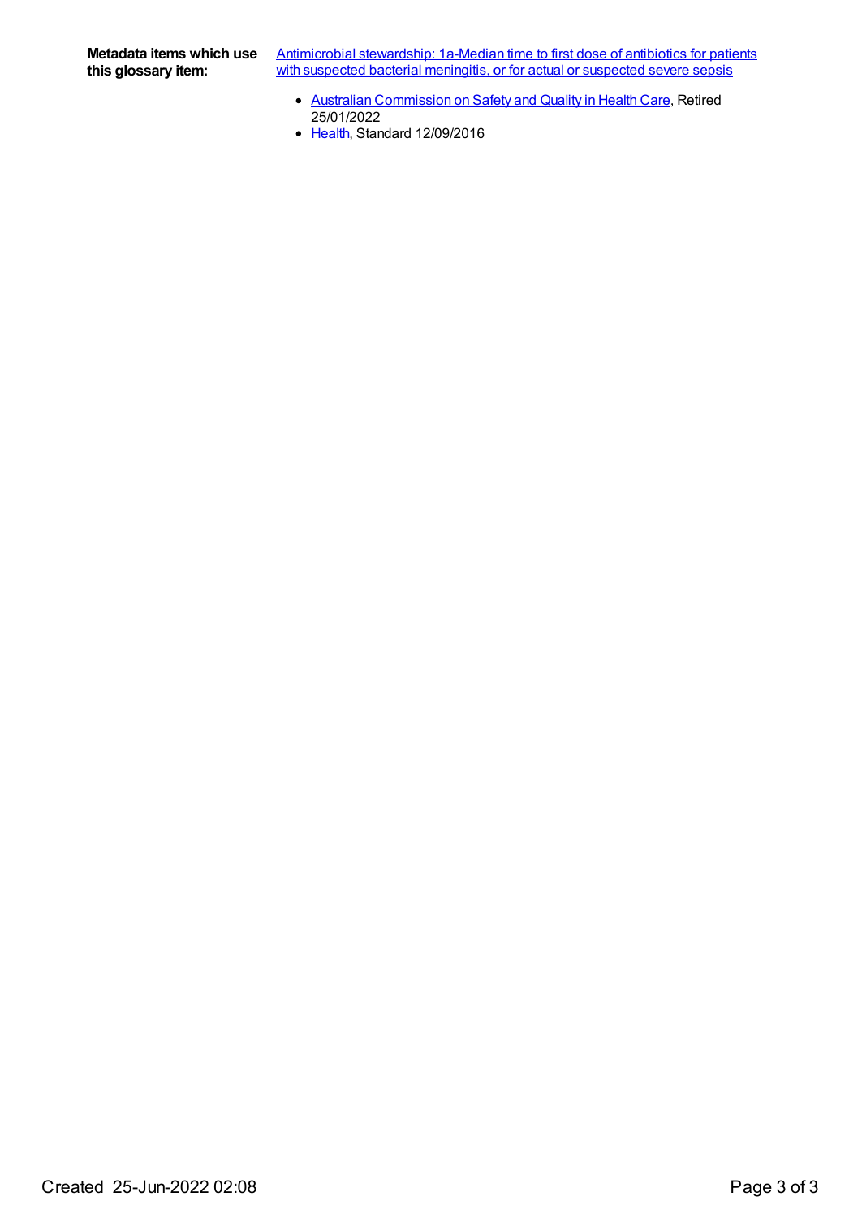**Metadata items which use this glossary item:**

Antimicrobial stewardship: 1a-Median time to first dose of antibiotics for patients with suspected bacterial meningitis, or for actual or suspected severe sepsis

- Australian Commission on Safety and Quality in Health Care, Retired 25/01/2022
- Health, Standard 12/09/2016